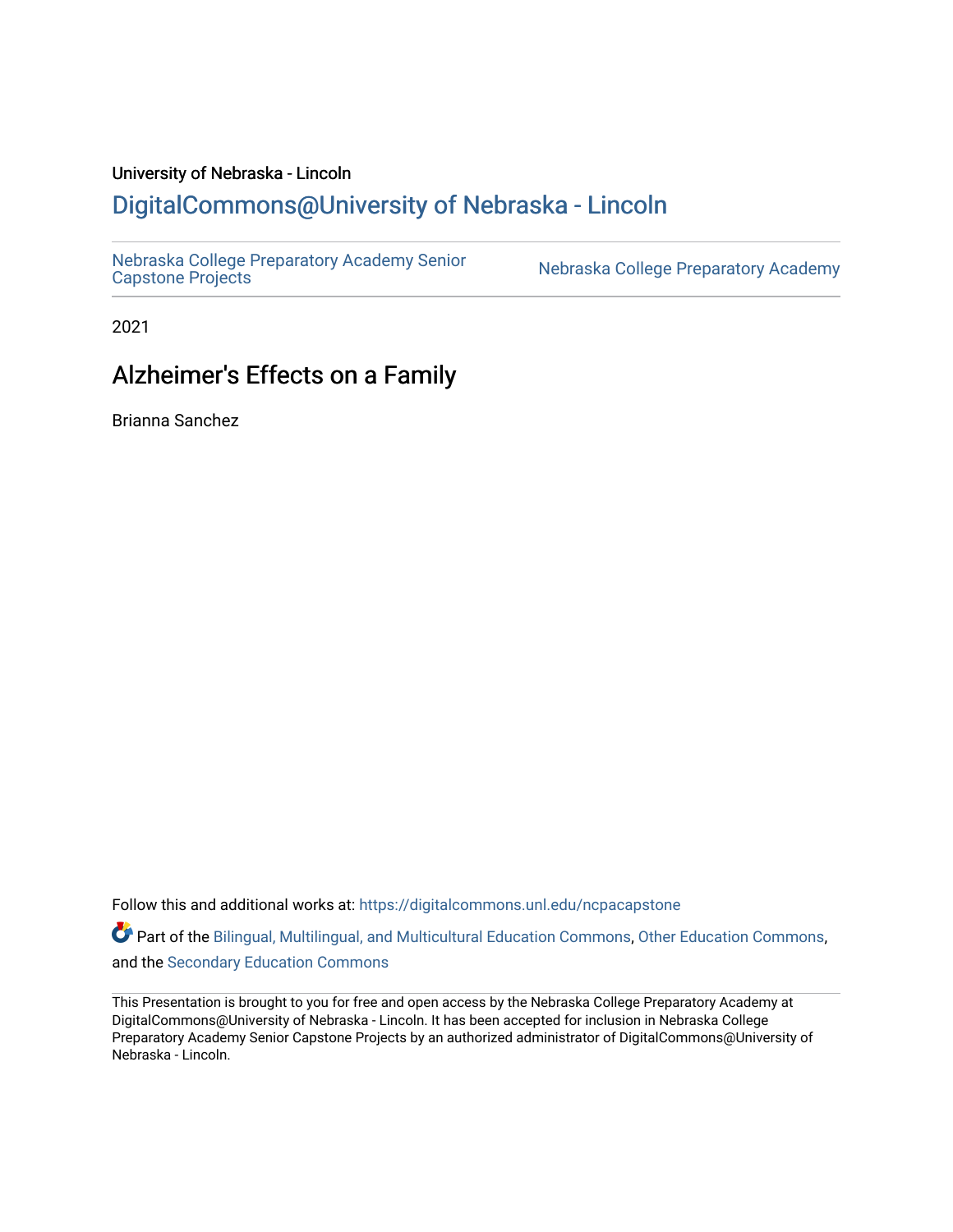University of Nebraska - Lincoln

## DigitalCommons@University of Nebraska - Lincoln

Nebraska College Preparatory Academy Senior Capstone Projects | Nebraska College Preparatory Academy

2021

# Alzheimer's Effects on a Family

Brianna Sanchez

Follow this and additional works at: https://digitalcommons.unl.edu/ncpacapstone

Part of the Bilingual, Multilingual, and Multicultural Education Commons, Other Education Commons, and the Secondary Education Commons

This Presentation is brought to you for free and open access by the Nebraska College Preparatory Academy at DigitalCommons@University of Nebraska - Lincoln. It has been accepted for inclusion in Nebraska College Preparatory Academy Senior Capstone Projects by an authorized administrator of DigitalCommons@University of Nebraska - Lincoln.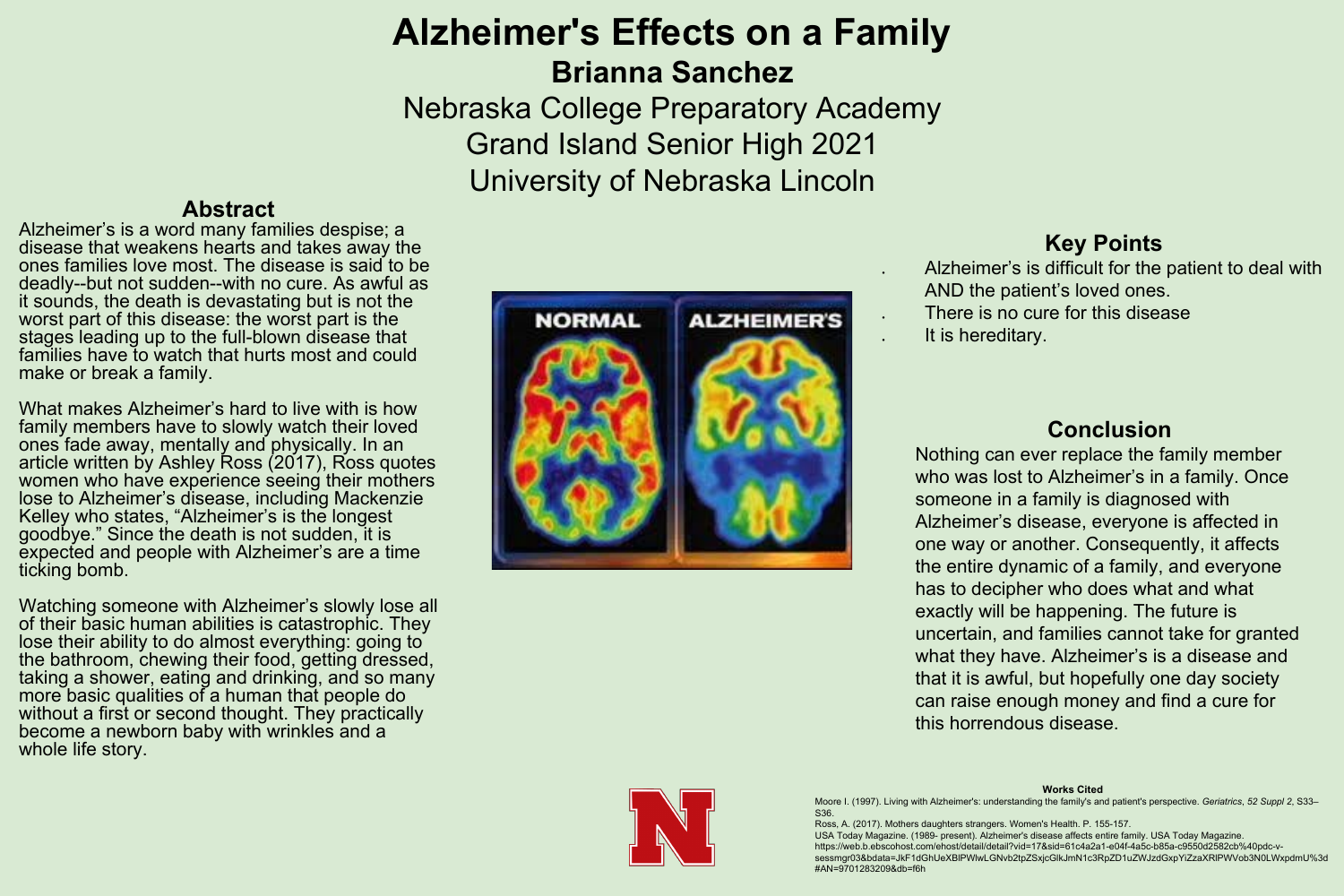# Alzheimer's Effects on a Family

## Brianna Sanchez

Nebraska College Preparatory Academy
Grand Island Senior High 2021
University of Nebraska Lincoln

### Abstract

Alzheimer's is a word many families despise; a disease that weakens hearts and takes away the ones families love most. The disease is said to be deadly--but not sudden--with no cure. As awful as it sounds, the death is devastating but is not the worst part of this disease: the worst part is the stages leading up to the full-blown disease that families have to watch that hurts most and could make or break a family.

What makes Alzheimer's hard to live with is how family members have to slowly watch their loved ones fade away, mentally and physically. In an article written by Ashley Ross (2017), Ross quotes women who have experience seeing their mothers lose to Alzheimer's disease, including Mackenzie Kelley who states, "Alzheimer's is the longest goodbye." Since the death is not sudden, it is expected and people with Alzheimer's are a time ticking bomb.

Watching someone with Alzheimer's slowly lose all of their basic human abilities is catastrophic. They lose their ability to do almost everything: going to the bathroom, chewing their food, getting dressed, taking a shower, eating and drinking, and so many more basic qualities of a human that people do without a first or second thought. They practically become a newborn baby with wrinkles and a whole life story.

NORMAL

ALZHEIMER'S

### Key Points

- Alzheimer's is difficult for the patient to deal with AND the patient's loved ones.
- There is no cure for this disease
- It is hereditary.

### Conclusion

Nothing can ever replace the family member who was lost to Alzheimer's in a family. Once someone in a family is diagnosed with Alzheimer's disease, everyone is affected in one way or another. Consequently, it affects the entire dynamic of a family, and everyone has to decipher who does what and what exactly will be happening. The future is uncertain, and families cannot take for granted what they have. Alzheimer's is a disease and that it is awful, but hopefully one day society can raise enough money and find a cure for this horrendous disease.

**Works Cited**

Moore I. (1997). Living with Alzheimer's: understanding the family's and patient's perspective. *Geriatrics*, *52 Suppl 2*, S33–S36.

Ross, A. (2017). Mothers daughters strangers. Women's Health. P. 155-157.

USA Today Magazine. (1989- present). Alzheimer's disease affects entire family. USA Today Magazine. https://web.b.ebscohost.com/ehost/detail/detail?vid=17&sid=61c4a2a1-e04f-4a5c-b85a-c9550d2582cb%40pdc-v-sessmgr03&bdata=JkF1dGhUeXBlPWlwLGNvb2tpZSxjcGlkJmN1c3RpZD1uZWJzdGxpYiZzaXRlPWVob3N0LWxpdmU%3d#AN=9701283209&db=f6h